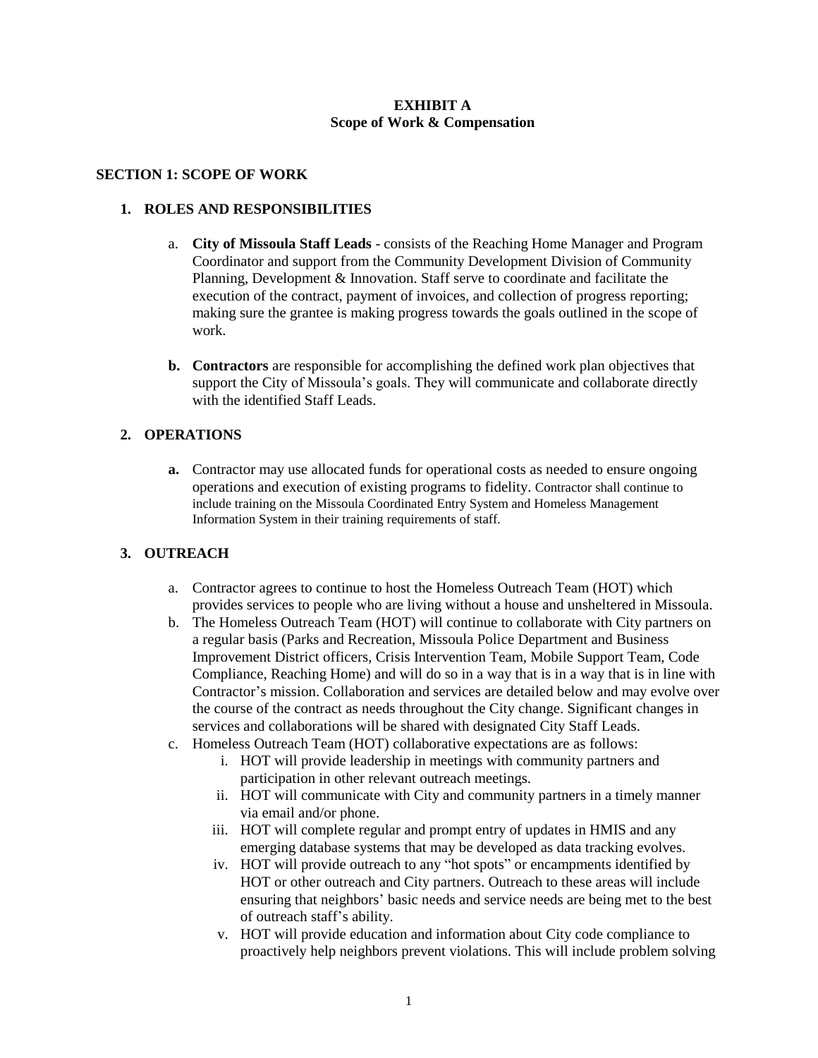**EXHIBIT A**
**Scope of Work & Compensation**

## SECTION 1: SCOPE OF WORK

### 1. ROLES AND RESPONSIBILITIES

a. **City of Missoula Staff Leads** - consists of the Reaching Home Manager and Program Coordinator and support from the Community Development Division of Community Planning, Development & Innovation. Staff serve to coordinate and facilitate the execution of the contract, payment of invoices, and collection of progress reporting; making sure the grantee is making progress towards the goals outlined in the scope of work.

**b. Contractors** are responsible for accomplishing the defined work plan objectives that support the City of Missoula's goals. They will communicate and collaborate directly with the identified Staff Leads.

### 2. OPERATIONS

**a.** Contractor may use allocated funds for operational costs as needed to ensure ongoing operations and execution of existing programs to fidelity. Contractor shall continue to include training on the Missoula Coordinated Entry System and Homeless Management Information System in their training requirements of staff.

### 3. OUTREACH

a. Contractor agrees to continue to host the Homeless Outreach Team (HOT) which provides services to people who are living without a house and unsheltered in Missoula.

b. The Homeless Outreach Team (HOT) will continue to collaborate with City partners on a regular basis (Parks and Recreation, Missoula Police Department and Business Improvement District officers, Crisis Intervention Team, Mobile Support Team, Code Compliance, Reaching Home) and will do so in a way that is in a way that is in line with Contractor's mission. Collaboration and services are detailed below and may evolve over the course of the contract as needs throughout the City change. Significant changes in services and collaborations will be shared with designated City Staff Leads.

c. Homeless Outreach Team (HOT) collaborative expectations are as follows:

   i. HOT will provide leadership in meetings with community partners and participation in other relevant outreach meetings.

   ii. HOT will communicate with City and community partners in a timely manner via email and/or phone.

   iii. HOT will complete regular and prompt entry of updates in HMIS and any emerging database systems that may be developed as data tracking evolves.

   iv. HOT will provide outreach to any "hot spots" or encampments identified by HOT or other outreach and City partners. Outreach to these areas will include ensuring that neighbors' basic needs and service needs are being met to the best of outreach staff's ability.

   v. HOT will provide education and information about City code compliance to proactively help neighbors prevent violations. This will include problem solving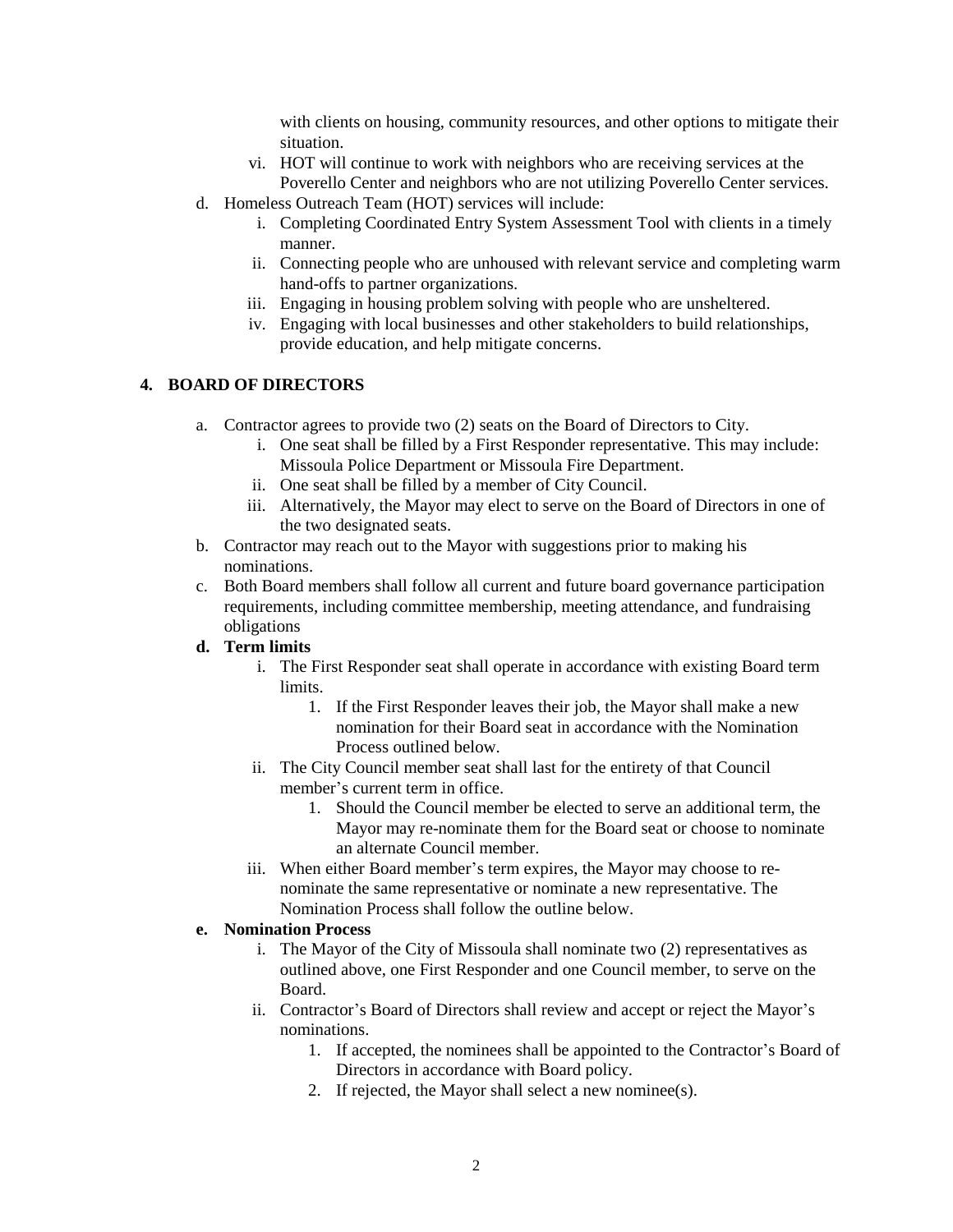with clients on housing, community resources, and other options to mitigate their situation.

   vi. HOT will continue to work with neighbors who are receiving services at the Poverello Center and neighbors who are not utilizing Poverello Center services.

d. Homeless Outreach Team (HOT) services will include:
   i. Completing Coordinated Entry System Assessment Tool with clients in a timely manner.
   ii. Connecting people who are unhoused with relevant service and completing warm hand-offs to partner organizations.
   iii. Engaging in housing problem solving with people who are unsheltered.
   iv. Engaging with local businesses and other stakeholders to build relationships, provide education, and help mitigate concerns.

## 4. BOARD OF DIRECTORS

a. Contractor agrees to provide two (2) seats on the Board of Directors to City.
   i. One seat shall be filled by a First Responder representative. This may include: Missoula Police Department or Missoula Fire Department.
   ii. One seat shall be filled by a member of City Council.
   iii. Alternatively, the Mayor may elect to serve on the Board of Directors in one of the two designated seats.

b. Contractor may reach out to the Mayor with suggestions prior to making his nominations.

c. Both Board members shall follow all current and future board governance participation requirements, including committee membership, meeting attendance, and fundraising obligations

**d. Term limits**
   i. The First Responder seat shall operate in accordance with existing Board term limits.
      1. If the First Responder leaves their job, the Mayor shall make a new nomination for their Board seat in accordance with the Nomination Process outlined below.
   ii. The City Council member seat shall last for the entirety of that Council member's current term in office.
      1. Should the Council member be elected to serve an additional term, the Mayor may re-nominate them for the Board seat or choose to nominate an alternate Council member.
   iii. When either Board member's term expires, the Mayor may choose to re-nominate the same representative or nominate a new representative. The Nomination Process shall follow the outline below.

**e. Nomination Process**
   i. The Mayor of the City of Missoula shall nominate two (2) representatives as outlined above, one First Responder and one Council member, to serve on the Board.
   ii. Contractor's Board of Directors shall review and accept or reject the Mayor's nominations.
      1. If accepted, the nominees shall be appointed to the Contractor's Board of Directors in accordance with Board policy.
      2. If rejected, the Mayor shall select a new nominee(s).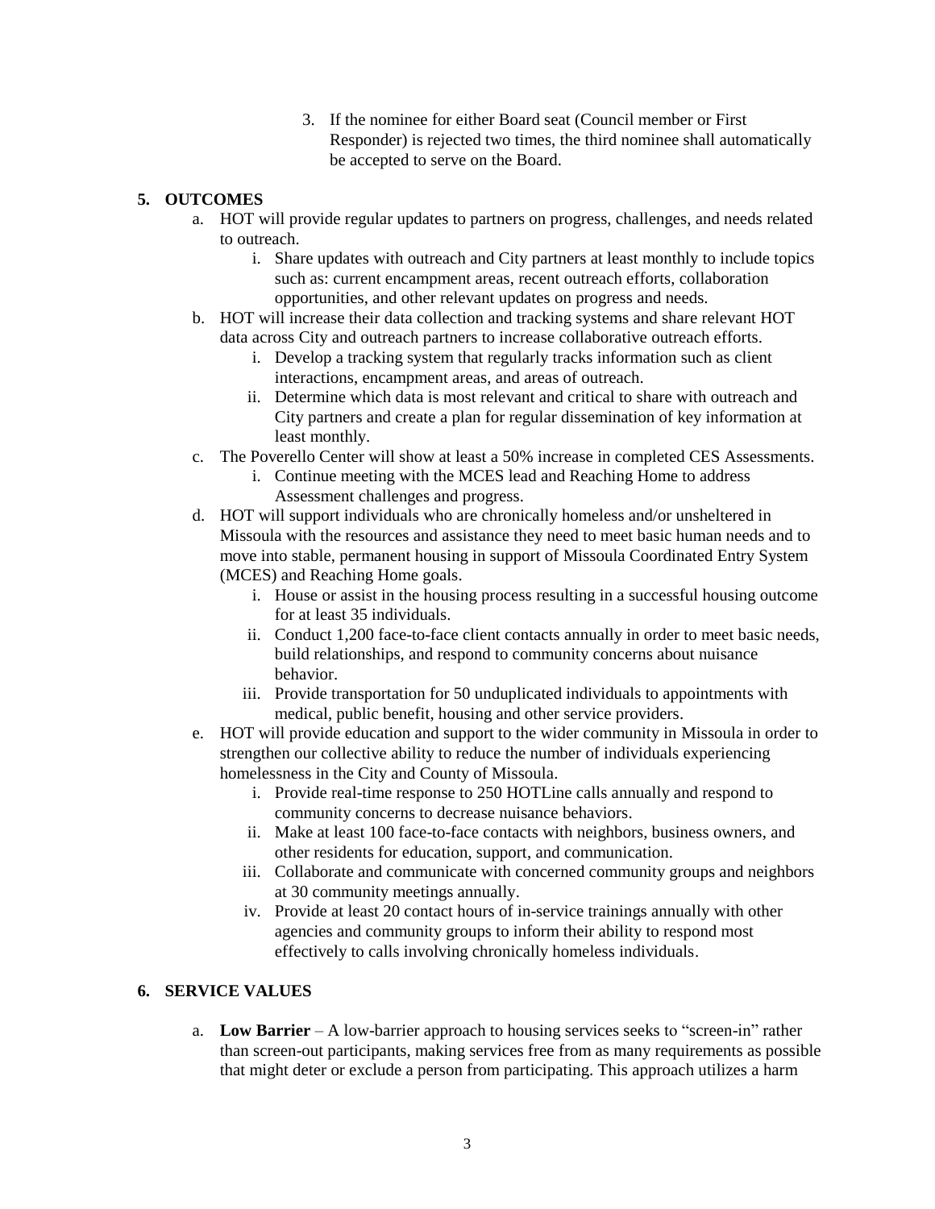3. If the nominee for either Board seat (Council member or First Responder) is rejected two times, the third nominee shall automatically be accepted to serve on the Board.

## 5. OUTCOMES

a. HOT will provide regular updates to partners on progress, challenges, and needs related to outreach.
   i. Share updates with outreach and City partners at least monthly to include topics such as: current encampment areas, recent outreach efforts, collaboration opportunities, and other relevant updates on progress and needs.

b. HOT will increase their data collection and tracking systems and share relevant HOT data across City and outreach partners to increase collaborative outreach efforts.
   i. Develop a tracking system that regularly tracks information such as client interactions, encampment areas, and areas of outreach.
   ii. Determine which data is most relevant and critical to share with outreach and City partners and create a plan for regular dissemination of key information at least monthly.

c. The Poverello Center will show at least a 50% increase in completed CES Assessments.
   i. Continue meeting with the MCES lead and Reaching Home to address Assessment challenges and progress.

d. HOT will support individuals who are chronically homeless and/or unsheltered in Missoula with the resources and assistance they need to meet basic human needs and to move into stable, permanent housing in support of Missoula Coordinated Entry System (MCES) and Reaching Home goals.
   i. House or assist in the housing process resulting in a successful housing outcome for at least 35 individuals.
   ii. Conduct 1,200 face-to-face client contacts annually in order to meet basic needs, build relationships, and respond to community concerns about nuisance behavior.
   iii. Provide transportation for 50 unduplicated individuals to appointments with medical, public benefit, housing and other service providers.

e. HOT will provide education and support to the wider community in Missoula in order to strengthen our collective ability to reduce the number of individuals experiencing homelessness in the City and County of Missoula.
   i. Provide real-time response to 250 HOTLine calls annually and respond to community concerns to decrease nuisance behaviors.
   ii. Make at least 100 face-to-face contacts with neighbors, business owners, and other residents for education, support, and communication.
   iii. Collaborate and communicate with concerned community groups and neighbors at 30 community meetings annually.
   iv. Provide at least 20 contact hours of in-service trainings annually with other agencies and community groups to inform their ability to respond most effectively to calls involving chronically homeless individuals.

## 6. SERVICE VALUES

a. **Low Barrier** – A low-barrier approach to housing services seeks to "screen-in" rather than screen-out participants, making services free from as many requirements as possible that might deter or exclude a person from participating. This approach utilizes a harm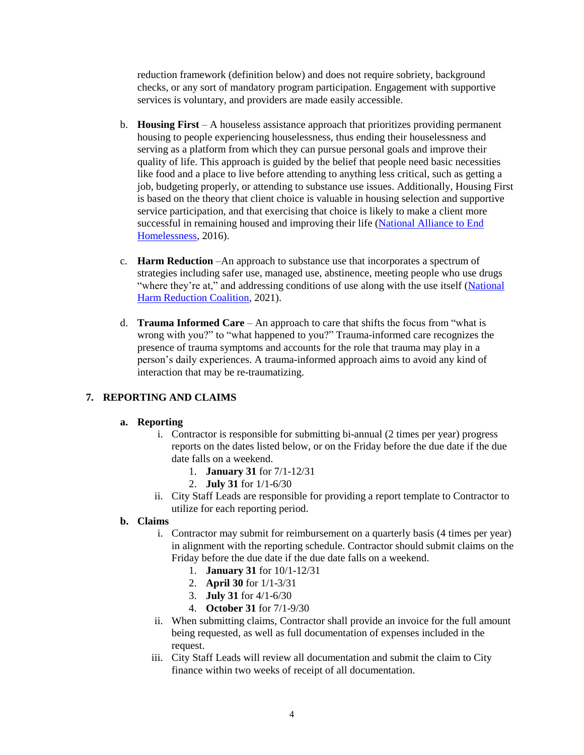reduction framework (definition below) and does not require sobriety, background checks, or any sort of mandatory program participation. Engagement with supportive services is voluntary, and providers are made easily accessible.

b. **Housing First** – A houseless assistance approach that prioritizes providing permanent housing to people experiencing houselessness, thus ending their houselessness and serving as a platform from which they can pursue personal goals and improve their quality of life. This approach is guided by the belief that people need basic necessities like food and a place to live before attending to anything less critical, such as getting a job, budgeting properly, or attending to substance use issues. Additionally, Housing First is based on the theory that client choice is valuable in housing selection and supportive service participation, and that exercising that choice is likely to make a client more successful in remaining housed and improving their life (National Alliance to End Homelessness, 2016).

c. **Harm Reduction** –An approach to substance use that incorporates a spectrum of strategies including safer use, managed use, abstinence, meeting people who use drugs "where they're at," and addressing conditions of use along with the use itself (National Harm Reduction Coalition, 2021).

d. **Trauma Informed Care** – An approach to care that shifts the focus from "what is wrong with you?" to "what happened to you?" Trauma-informed care recognizes the presence of trauma symptoms and accounts for the role that trauma may play in a person's daily experiences. A trauma-informed approach aims to avoid any kind of interaction that may be re-traumatizing.

## 7. REPORTING AND CLAIMS

### a. Reporting

i. Contractor is responsible for submitting bi-annual (2 times per year) progress reports on the dates listed below, or on the Friday before the due date if the due date falls on a weekend.
   1. **January 31** for 7/1-12/31
   2. **July 31** for 1/1-6/30

ii. City Staff Leads are responsible for providing a report template to Contractor to utilize for each reporting period.

### b. Claims

i. Contractor may submit for reimbursement on a quarterly basis (4 times per year) in alignment with the reporting schedule. Contractor should submit claims on the Friday before the due date if the due date falls on a weekend.
   1. **January 31** for 10/1-12/31
   2. **April 30** for 1/1-3/31
   3. **July 31** for 4/1-6/30
   4. **October 31** for 7/1-9/30

ii. When submitting claims, Contractor shall provide an invoice for the full amount being requested, as well as full documentation of expenses included in the request.

iii. City Staff Leads will review all documentation and submit the claim to City finance within two weeks of receipt of all documentation.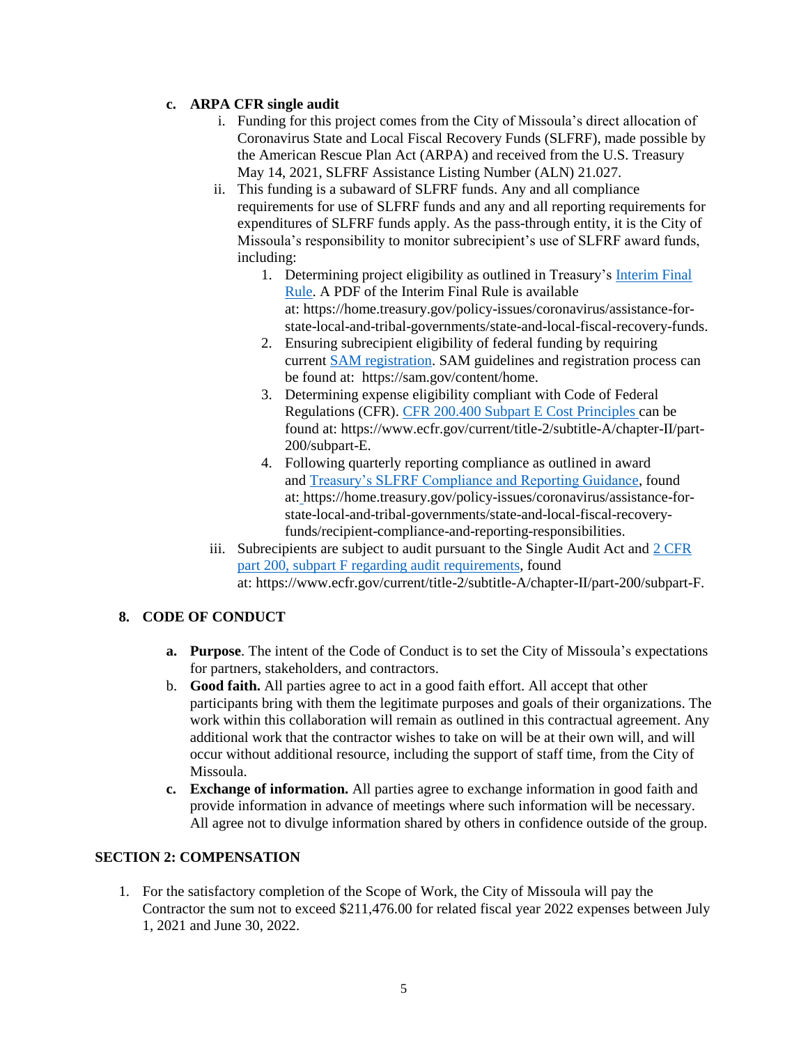c. **ARPA CFR single audit**

   i. Funding for this project comes from the City of Missoula's direct allocation of Coronavirus State and Local Fiscal Recovery Funds (SLFRF), made possible by the American Rescue Plan Act (ARPA) and received from the U.S. Treasury May 14, 2021, SLFRF Assistance Listing Number (ALN) 21.027.

   ii. This funding is a subaward of SLFRF funds. Any and all compliance requirements for use of SLFRF funds and any and all reporting requirements for expenditures of SLFRF funds apply. As the pass-through entity, it is the City of Missoula's responsibility to monitor subrecipient's use of SLFRF award funds, including:

      1. Determining project eligibility as outlined in Treasury's Interim Final Rule. A PDF of the Interim Final Rule is available at: https://home.treasury.gov/policy-issues/coronavirus/assistance-for-state-local-and-tribal-governments/state-and-local-fiscal-recovery-funds.
      2. Ensuring subrecipient eligibility of federal funding by requiring current SAM registration. SAM guidelines and registration process can be found at: https://sam.gov/content/home.
      3. Determining expense eligibility compliant with Code of Federal Regulations (CFR). CFR 200.400 Subpart E Cost Principles can be found at: https://www.ecfr.gov/current/title-2/subtitle-A/chapter-II/part-200/subpart-E.
      4. Following quarterly reporting compliance as outlined in award and Treasury's SLFRF Compliance and Reporting Guidance, found at: https://home.treasury.gov/policy-issues/coronavirus/assistance-for-state-local-and-tribal-governments/state-and-local-fiscal-recovery-funds/recipient-compliance-and-reporting-responsibilities.

   iii. Subrecipients are subject to audit pursuant to the Single Audit Act and 2 CFR part 200, subpart F regarding audit requirements, found at: https://www.ecfr.gov/current/title-2/subtitle-A/chapter-II/part-200/subpart-F.

## 8. CODE OF CONDUCT

a. **Purpose**. The intent of the Code of Conduct is to set the City of Missoula's expectations for partners, stakeholders, and contractors.

b. **Good faith.** All parties agree to act in a good faith effort. All accept that other participants bring with them the legitimate purposes and goals of their organizations. The work within this collaboration will remain as outlined in this contractual agreement. Any additional work that the contractor wishes to take on will be at their own will, and will occur without additional resource, including the support of staff time, from the City of Missoula.

c. **Exchange of information.** All parties agree to exchange information in good faith and provide information in advance of meetings where such information will be necessary. All agree not to divulge information shared by others in confidence outside of the group.

## SECTION 2: COMPENSATION

1. For the satisfactory completion of the Scope of Work, the City of Missoula will pay the Contractor the sum not to exceed $211,476.00 for related fiscal year 2022 expenses between July 1, 2021 and June 30, 2022.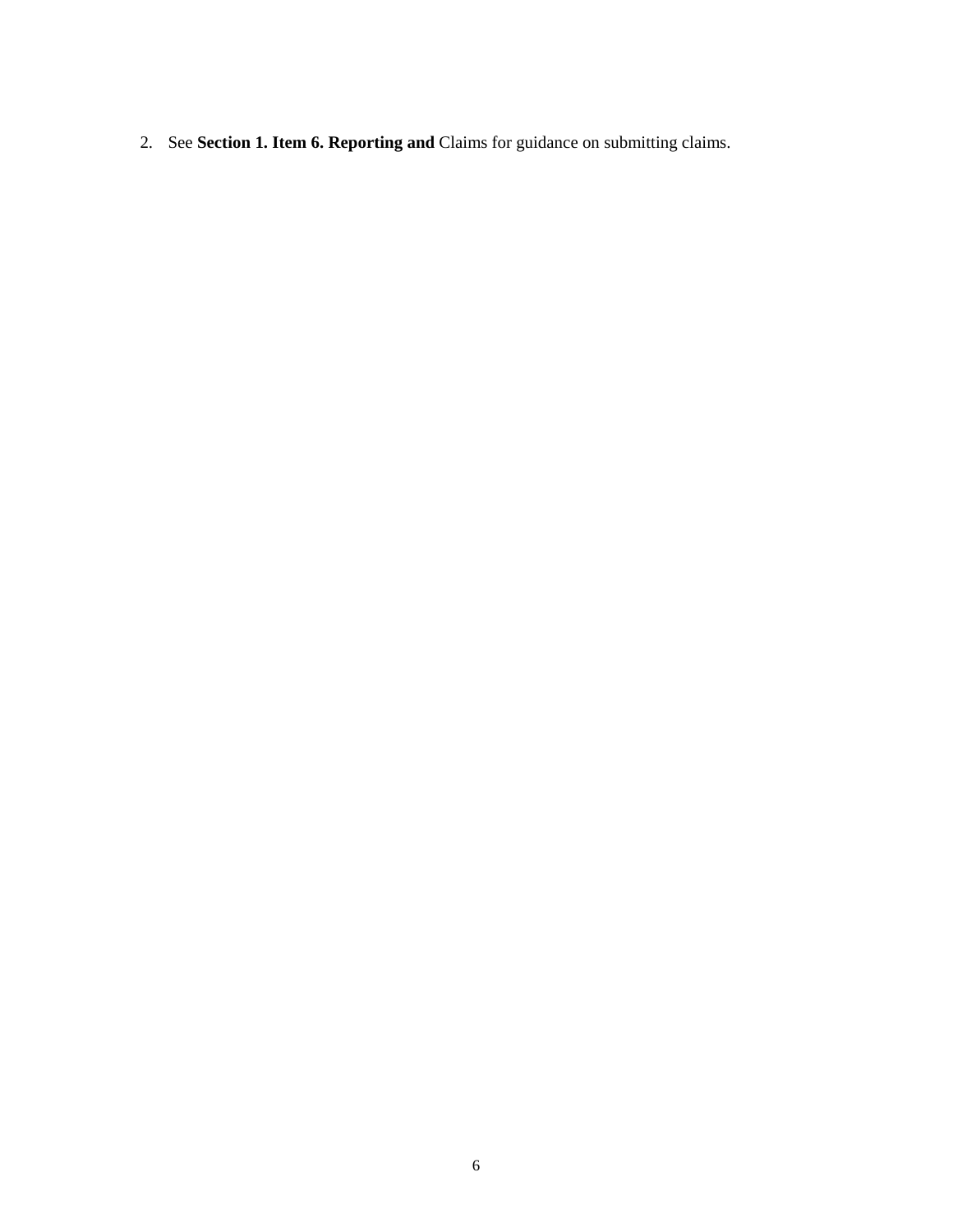2. See **Section 1. Item 6. Reporting and** Claims for guidance on submitting claims.